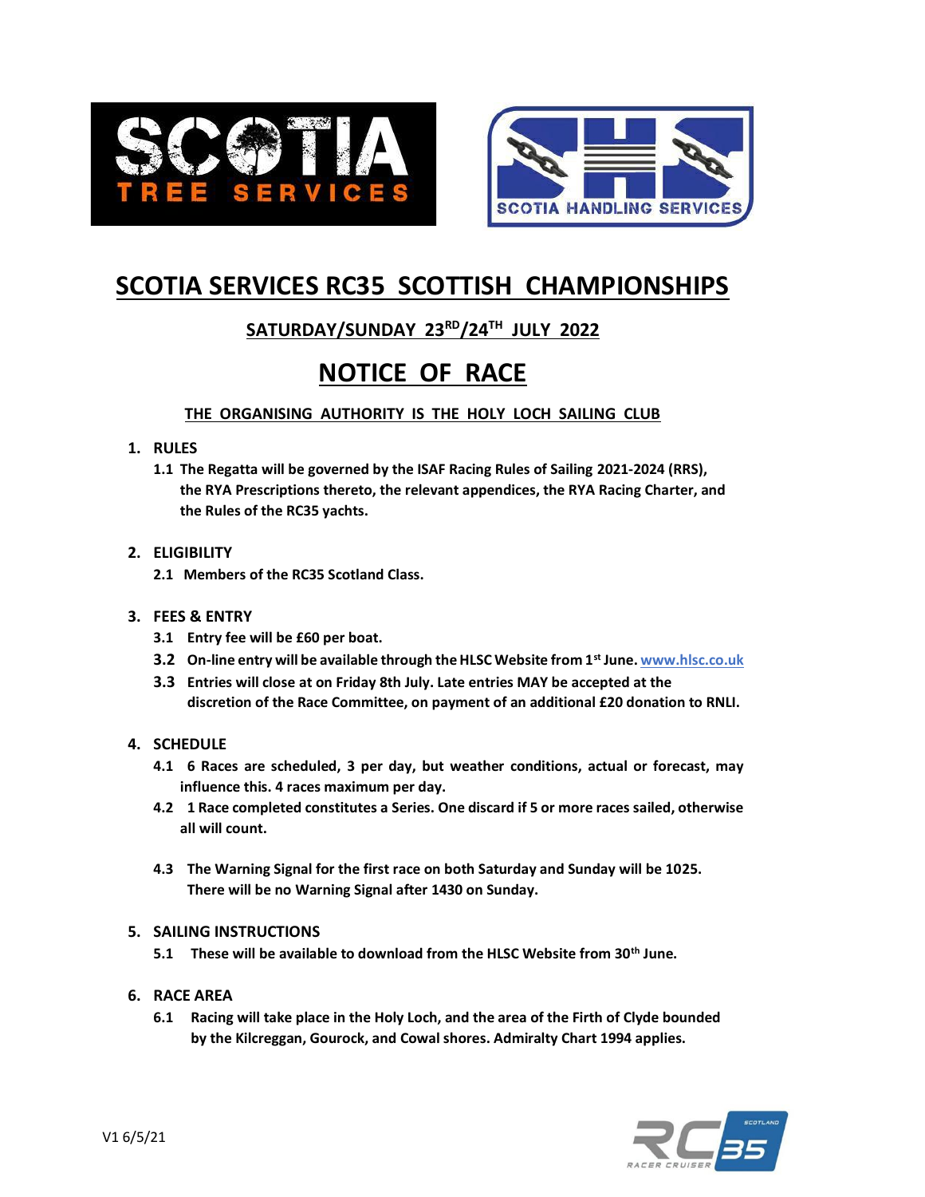# SCOTIA SERVICES RC35 SCOTTISH CHAMPIONSHIPS

## SATURDAY/SUNDAY 23RD/24TH JULY 2022

# NOTICE OF RACE

**THE ORGANISING AUTHORITY IS THE HOLY LOCH SAILING CLUB**

**1. RULES**

**1.1 The Regatta will be governed by the ISAF Racing Rules of Sailing 2021-2024 (RRS), the RYA Prescriptions thereto, the relevant appendices, the RYA Racing Charter, and the Rules of the RC35 yachts.**

**2. ELIGIBILITY**

**2.1 Members of the RC35 Scotland Class.**

**3. FEES & ENTRY**

**3.1 Entry fee will be £60 per boat.**

**3.2 On-line entry will be available through the HLSC Website from 1st June. www.hlsc.co.uk**

**3.3 Entries will close at on Friday 8th July. Late entries MAY be accepted at the discretion of the Race Committee, on payment of an additional £20 donation to RNLI.**

**4. SCHEDULE**

**4.1 6 Races are scheduled, 3 per day, but weather conditions, actual or forecast, may influence this. 4 races maximum per day.**

**4.2 1 Race completed constitutes a Series. One discard if 5 or more races sailed, otherwise all will count.**

**4.3 The Warning Signal for the first race on both Saturday and Sunday will be 1025. There will be no Warning Signal after 1430 on Sunday.**

**5. SAILING INSTRUCTIONS**

**5.1 These will be available to download from the HLSC Website from 30th June.**

**6. RACE AREA**

**6.1 Racing will take place in the Holy Loch, and the area of the Firth of Clyde bounded by the Kilcreggan, Gourock, and Cowal shores. Admiralty Chart 1994 applies.**

V1 6/5/21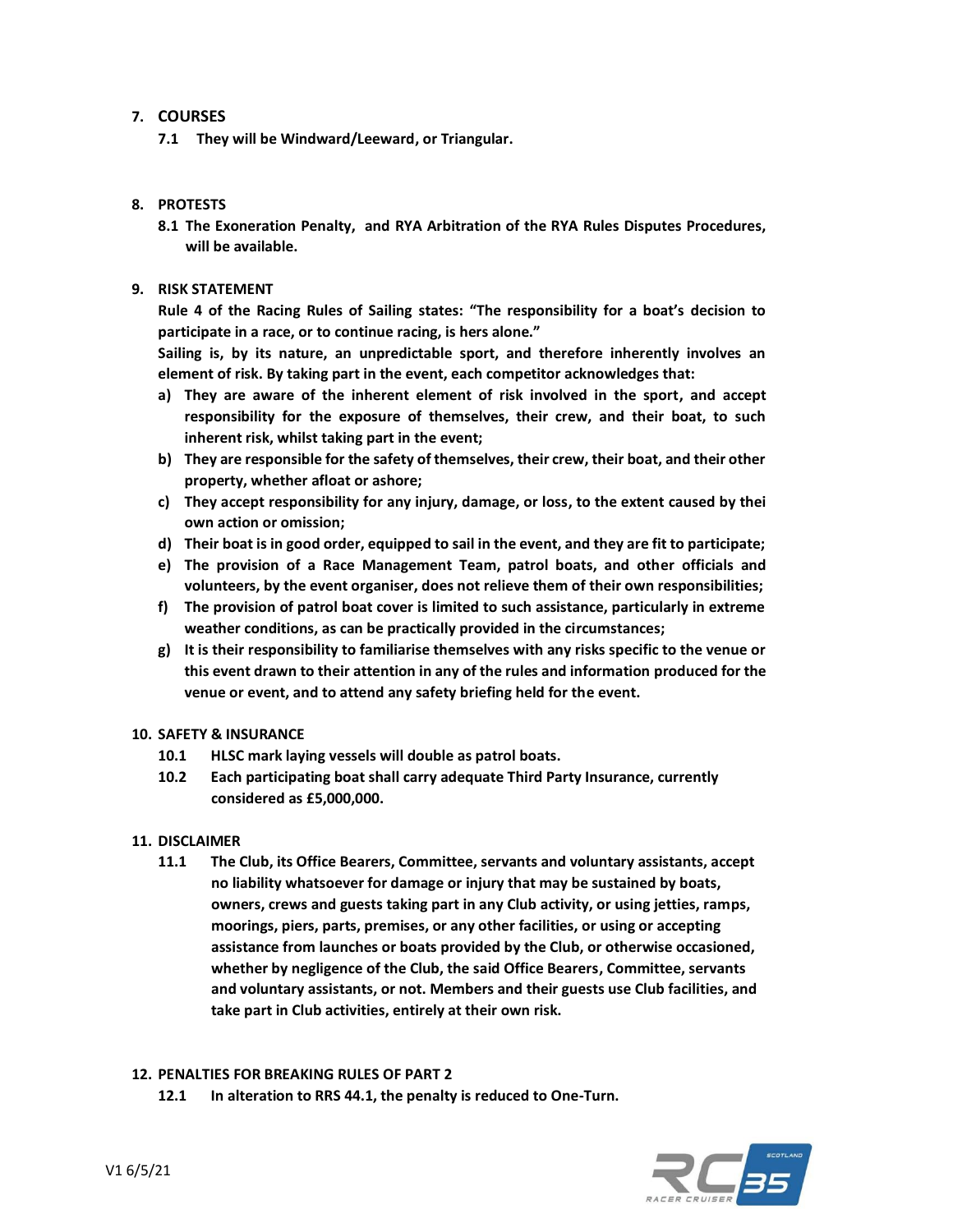## 7. COURSES

**7.1 They will be Windward/Leeward, or Triangular.**

## 8. PROTESTS

**8.1 The Exoneration Penalty, and RYA Arbitration of the RYA Rules Disputes Procedures, will be available.**

## 9. RISK STATEMENT

**Rule 4 of the Racing Rules of Sailing states: "The responsibility for a boat's decision to participate in a race, or to continue racing, is hers alone."**

**Sailing is, by its nature, an unpredictable sport, and therefore inherently involves an element of risk. By taking part in the event, each competitor acknowledges that:**

**a) They are aware of the inherent element of risk involved in the sport, and accept responsibility for the exposure of themselves, their crew, and their boat, to such inherent risk, whilst taking part in the event;**

**b) They are responsible for the safety of themselves, their crew, their boat, and their other property, whether afloat or ashore;**

**c) They accept responsibility for any injury, damage, or loss, to the extent caused by thei own action or omission;**

**d) Their boat is in good order, equipped to sail in the event, and they are fit to participate;**

**e) The provision of a Race Management Team, patrol boats, and other officials and volunteers, by the event organiser, does not relieve them of their own responsibilities;**

**f) The provision of patrol boat cover is limited to such assistance, particularly in extreme weather conditions, as can be practically provided in the circumstances;**

**g) It is their responsibility to familiarise themselves with any risks specific to the venue or this event drawn to their attention in any of the rules and information produced for the venue or event, and to attend any safety briefing held for the event.**

## 10. SAFETY & INSURANCE

**10.1 HLSC mark laying vessels will double as patrol boats.**

**10.2 Each participating boat shall carry adequate Third Party Insurance, currently considered as £5,000,000.**

## 11. DISCLAIMER

**11.1 The Club, its Office Bearers, Committee, servants and voluntary assistants, accept no liability whatsoever for damage or injury that may be sustained by boats, owners, crews and guests taking part in any Club activity, or using jetties, ramps, moorings, piers, parts, premises, or any other facilities, or using or accepting assistance from launches or boats provided by the Club, or otherwise occasioned, whether by negligence of the Club, the said Office Bearers, Committee, servants and voluntary assistants, or not. Members and their guests use Club facilities, and take part in Club activities, entirely at their own risk.**

## 12. PENALTIES FOR BREAKING RULES OF PART 2

**12.1 In alteration to RRS 44.1, the penalty is reduced to One-Turn.**

V1 6/5/21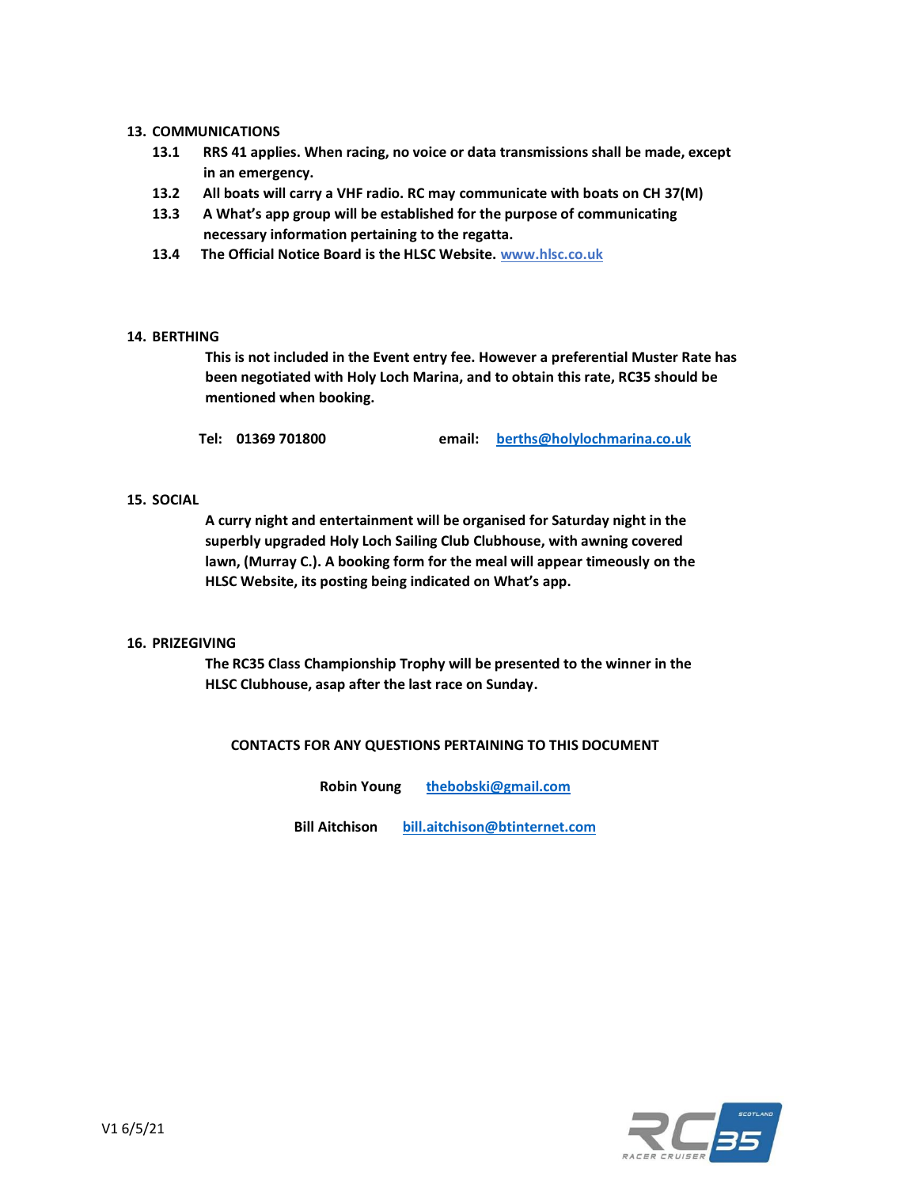## 13. COMMUNICATIONS

**13.1** RRS 41 applies. When racing, no voice or data transmissions shall be made, except in an emergency.

**13.2** All boats will carry a VHF radio. RC may communicate with boats on CH 37(M)

**13.3** A What's app group will be established for the purpose of communicating necessary information pertaining to the regatta.

**13.4** The Official Notice Board is the HLSC Website. www.hlsc.co.uk

## 14. BERTHING

This is not included in the Event entry fee. However a preferential Muster Rate has been negotiated with Holy Loch Marina, and to obtain this rate, RC35 should be mentioned when booking.

**Tel:** 01369 701800 **email:** berths@holylochmarina.co.uk

## 15. SOCIAL

A curry night and entertainment will be organised for Saturday night in the superbly upgraded Holy Loch Sailing Club Clubhouse, with awning covered lawn, (Murray C.). A booking form for the meal will appear timeously on the HLSC Website, its posting being indicated on What's app.

## 16. PRIZEGIVING

The RC35 Class Championship Trophy will be presented to the winner in the HLSC Clubhouse, asap after the last race on Sunday.

**CONTACTS FOR ANY QUESTIONS PERTAINING TO THIS DOCUMENT**

**Robin Young** thebobski@gmail.com

**Bill Aitchison** bill.aitchison@btinternet.com

V1 6/5/21